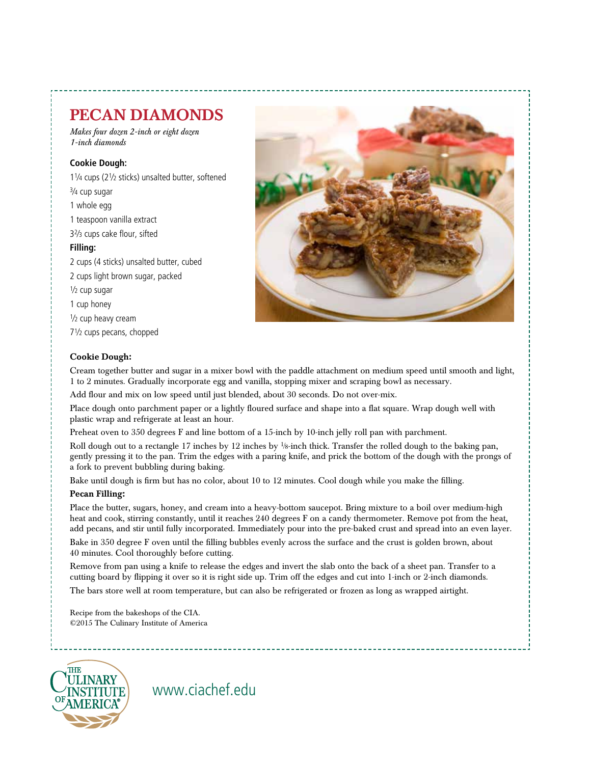# PECAN DIAMONDS

*Makes four dozen 2-inch or eight dozen 1-inch diamonds*

**Cookie Dough:**

1¼ cups (2½ sticks) unsalted butter, softened
¾ cup sugar
1 whole egg
1 teaspoon vanilla extract
3⅔ cups cake flour, sifted

**Filling:**

2 cups (4 sticks) unsalted butter, cubed
2 cups light brown sugar, packed
½ cup sugar
1 cup honey
½ cup heavy cream
7½ cups pecans, chopped

**Cookie Dough:**

Cream together butter and sugar in a mixer bowl with the paddle attachment on medium speed until smooth and light, 1 to 2 minutes. Gradually incorporate egg and vanilla, stopping mixer and scraping bowl as necessary.

Add flour and mix on low speed until just blended, about 30 seconds. Do not over-mix.

Place dough onto parchment paper or a lightly floured surface and shape into a flat square. Wrap dough well with plastic wrap and refrigerate at least an hour.

Preheat oven to 350 degrees F and line bottom of a 15-inch by 10-inch jelly roll pan with parchment.

Roll dough out to a rectangle 17 inches by 12 inches by ⅛-inch thick. Transfer the rolled dough to the baking pan, gently pressing it to the pan. Trim the edges with a paring knife, and prick the bottom of the dough with the prongs of a fork to prevent bubbling during baking.

Bake until dough is firm but has no color, about 10 to 12 minutes. Cool dough while you make the filling.

**Pecan Filling:**

Place the butter, sugars, honey, and cream into a heavy-bottom saucepot. Bring mixture to a boil over medium-high heat and cook, stirring constantly, until it reaches 240 degrees F on a candy thermometer. Remove pot from the heat, add pecans, and stir until fully incorporated. Immediately pour into the pre-baked crust and spread into an even layer.

Bake in 350 degree F oven until the filling bubbles evenly across the surface and the crust is golden brown, about 40 minutes. Cool thoroughly before cutting.

Remove from pan using a knife to release the edges and invert the slab onto the back of a sheet pan. Transfer to a cutting board by flipping it over so it is right side up. Trim off the edges and cut into 1-inch or 2-inch diamonds.

The bars store well at room temperature, but can also be refrigerated or frozen as long as wrapped airtight.

Recipe from the bakeshops of the CIA.
©2015 The Culinary Institute of America

THE CULINARY INSTITUTE OF AMERICA®

www.ciachef.edu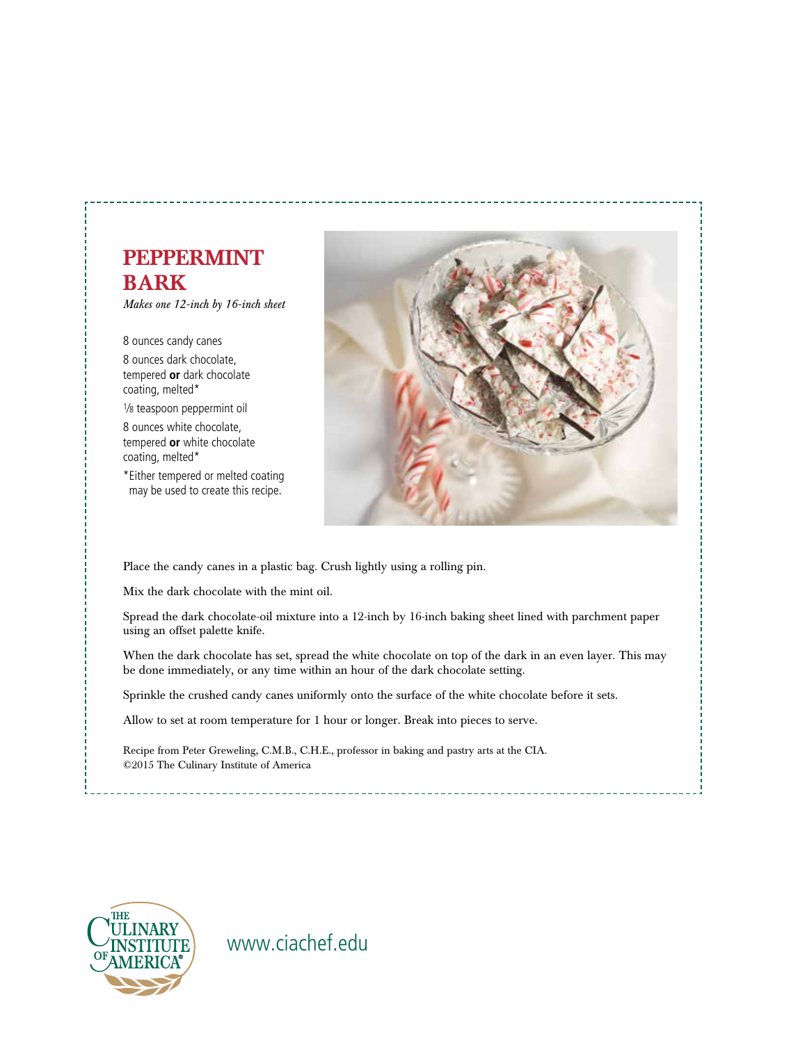# PEPPERMINT BARK

*Makes one 12-inch by 16-inch sheet*

8 ounces candy canes

8 ounces dark chocolate, tempered **or** dark chocolate coating, melted*

1/8 teaspoon peppermint oil

8 ounces white chocolate, tempered **or** white chocolate coating, melted*

*Either tempered or melted coating may be used to create this recipe.

Place the candy canes in a plastic bag. Crush lightly using a rolling pin.

Mix the dark chocolate with the mint oil.

Spread the dark chocolate-oil mixture into a 12-inch by 16-inch baking sheet lined with parchment paper using an offset palette knife.

When the dark chocolate has set, spread the white chocolate on top of the dark in an even layer. This may be done immediately, or any time within an hour of the dark chocolate setting.

Sprinkle the crushed candy canes uniformly onto the surface of the white chocolate before it sets.

Allow to set at room temperature for 1 hour or longer. Break into pieces to serve.

Recipe from Peter Greweling, C.M.B., C.H.E., professor in baking and pastry arts at the CIA.
©2015 The Culinary Institute of America

THE CULINARY INSTITUTE OF AMERICA®

www.ciachef.edu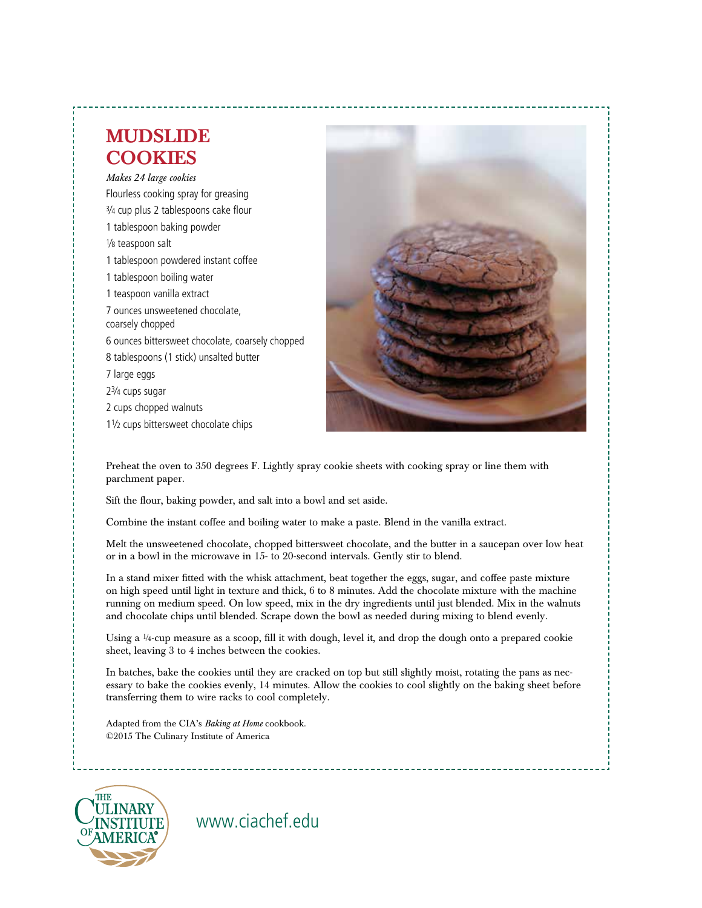# MUDSLIDE COOKIES

*Makes 24 large cookies*

Flourless cooking spray for greasing
¾ cup plus 2 tablespoons cake flour
1 tablespoon baking powder
⅛ teaspoon salt
1 tablespoon powdered instant coffee
1 tablespoon boiling water
1 teaspoon vanilla extract
7 ounces unsweetened chocolate, coarsely chopped
6 ounces bittersweet chocolate, coarsely chopped
8 tablespoons (1 stick) unsalted butter
7 large eggs
2¾ cups sugar
2 cups chopped walnuts
1½ cups bittersweet chocolate chips

Preheat the oven to 350 degrees F. Lightly spray cookie sheets with cooking spray or line them with parchment paper.

Sift the flour, baking powder, and salt into a bowl and set aside.

Combine the instant coffee and boiling water to make a paste. Blend in the vanilla extract.

Melt the unsweetened chocolate, chopped bittersweet chocolate, and the butter in a saucepan over low heat or in a bowl in the microwave in 15- to 20-second intervals. Gently stir to blend.

In a stand mixer fitted with the whisk attachment, beat together the eggs, sugar, and coffee paste mixture on high speed until light in texture and thick, 6 to 8 minutes. Add the chocolate mixture with the machine running on medium speed. On low speed, mix in the dry ingredients until just blended. Mix in the walnuts and chocolate chips until blended. Scrape down the bowl as needed during mixing to blend evenly.

Using a ¼-cup measure as a scoop, fill it with dough, level it, and drop the dough onto a prepared cookie sheet, leaving 3 to 4 inches between the cookies.

In batches, bake the cookies until they are cracked on top but still slightly moist, rotating the pans as necessary to bake the cookies evenly, 14 minutes. Allow the cookies to cool slightly on the baking sheet before transferring them to wire racks to cool completely.

Adapted from the CIA's *Baking at Home* cookbook.
©2015 The Culinary Institute of America

www.ciachef.edu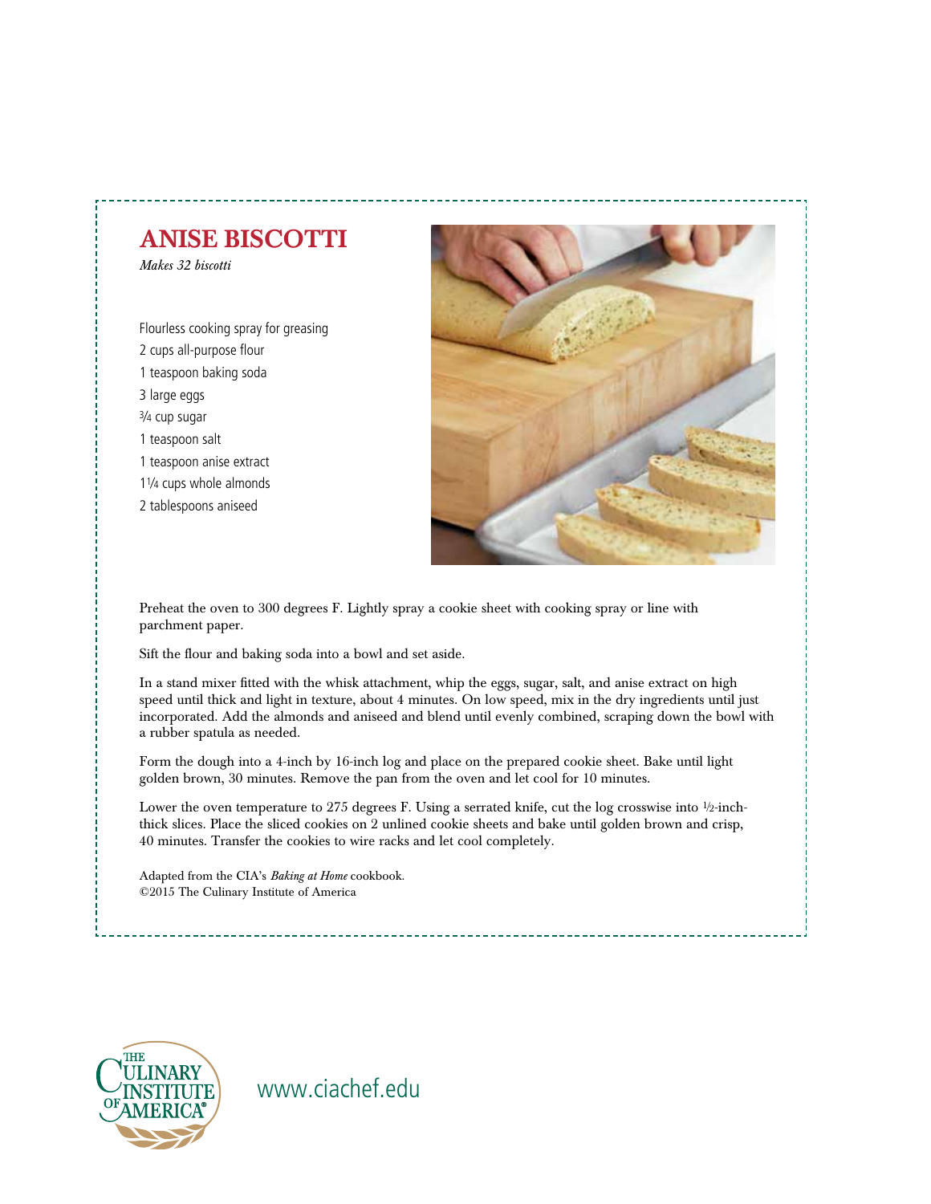# ANISE BISCOTTI

*Makes 32 biscotti*

Flourless cooking spray for greasing
2 cups all-purpose flour
1 teaspoon baking soda
3 large eggs
¾ cup sugar
1 teaspoon salt
1 teaspoon anise extract
1¼ cups whole almonds
2 tablespoons aniseed

Preheat the oven to 300 degrees F. Lightly spray a cookie sheet with cooking spray or line with parchment paper.

Sift the flour and baking soda into a bowl and set aside.

In a stand mixer fitted with the whisk attachment, whip the eggs, sugar, salt, and anise extract on high speed until thick and light in texture, about 4 minutes. On low speed, mix in the dry ingredients until just incorporated. Add the almonds and aniseed and blend until evenly combined, scraping down the bowl with a rubber spatula as needed.

Form the dough into a 4-inch by 16-inch log and place on the prepared cookie sheet. Bake until light golden brown, 30 minutes. Remove the pan from the oven and let cool for 10 minutes.

Lower the oven temperature to 275 degrees F. Using a serrated knife, cut the log crosswise into ½-inch-thick slices. Place the sliced cookies on 2 unlined cookie sheets and bake until golden brown and crisp, 40 minutes. Transfer the cookies to wire racks and let cool completely.

Adapted from the CIA's *Baking at Home* cookbook.
©2015 The Culinary Institute of America

www.ciachef.edu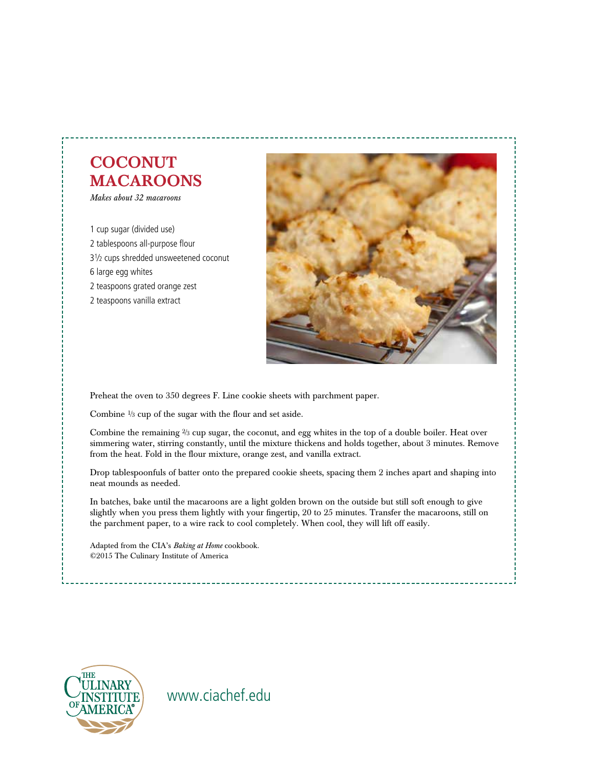# COCONUT MACAROONS

*Makes about 32 macaroons*

1 cup sugar (divided use)
2 tablespoons all-purpose flour
3½ cups shredded unsweetened coconut
6 large egg whites
2 teaspoons grated orange zest
2 teaspoons vanilla extract

Preheat the oven to 350 degrees F. Line cookie sheets with parchment paper.

Combine ⅓ cup of the sugar with the flour and set aside.

Combine the remaining ⅔ cup sugar, the coconut, and egg whites in the top of a double boiler. Heat over simmering water, stirring constantly, until the mixture thickens and holds together, about 3 minutes. Remove from the heat. Fold in the flour mixture, orange zest, and vanilla extract.

Drop tablespoonfuls of batter onto the prepared cookie sheets, spacing them 2 inches apart and shaping into neat mounds as needed.

In batches, bake until the macaroons are a light golden brown on the outside but still soft enough to give slightly when you press them lightly with your fingertip, 20 to 25 minutes. Transfer the macaroons, still on the parchment paper, to a wire rack to cool completely. When cool, they will lift off easily.

Adapted from the CIA's *Baking at Home* cookbook.
©2015 The Culinary Institute of America

www.ciachef.edu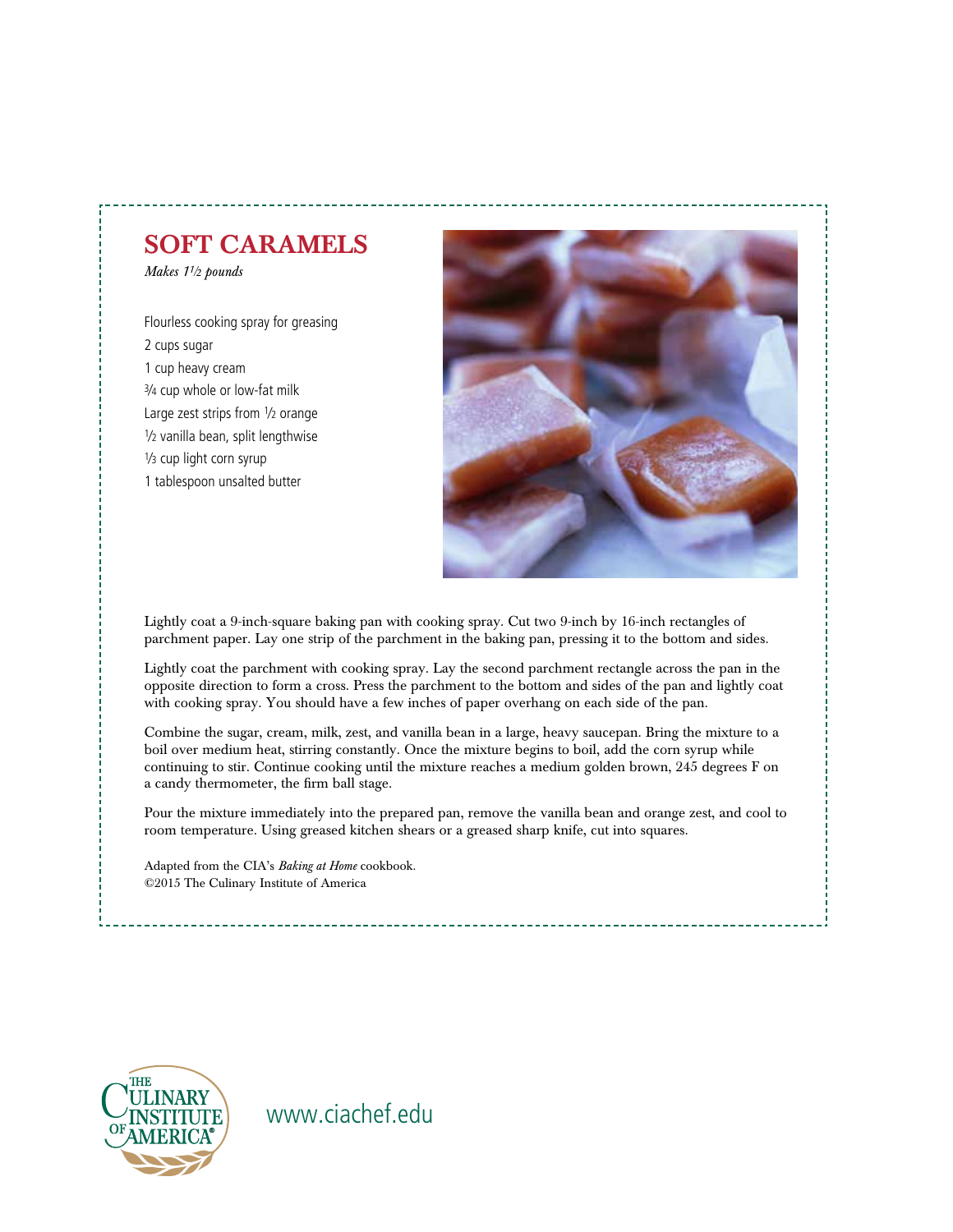# SOFT CARAMELS

*Makes 1½ pounds*

Flourless cooking spray for greasing
2 cups sugar
1 cup heavy cream
¾ cup whole or low-fat milk
Large zest strips from ½ orange
½ vanilla bean, split lengthwise
⅓ cup light corn syrup
1 tablespoon unsalted butter

Lightly coat a 9-inch-square baking pan with cooking spray. Cut two 9-inch by 16-inch rectangles of parchment paper. Lay one strip of the parchment in the baking pan, pressing it to the bottom and sides.

Lightly coat the parchment with cooking spray. Lay the second parchment rectangle across the pan in the opposite direction to form a cross. Press the parchment to the bottom and sides of the pan and lightly coat with cooking spray. You should have a few inches of paper overhang on each side of the pan.

Combine the sugar, cream, milk, zest, and vanilla bean in a large, heavy saucepan. Bring the mixture to a boil over medium heat, stirring constantly. Once the mixture begins to boil, add the corn syrup while continuing to stir. Continue cooking until the mixture reaches a medium golden brown, 245 degrees F on a candy thermometer, the firm ball stage.

Pour the mixture immediately into the prepared pan, remove the vanilla bean and orange zest, and cool to room temperature. Using greased kitchen shears or a greased sharp knife, cut into squares.

Adapted from the CIA's *Baking at Home* cookbook.
©2015 The Culinary Institute of America

THE CULINARY INSTITUTE OF AMERICA®

www.ciachef.edu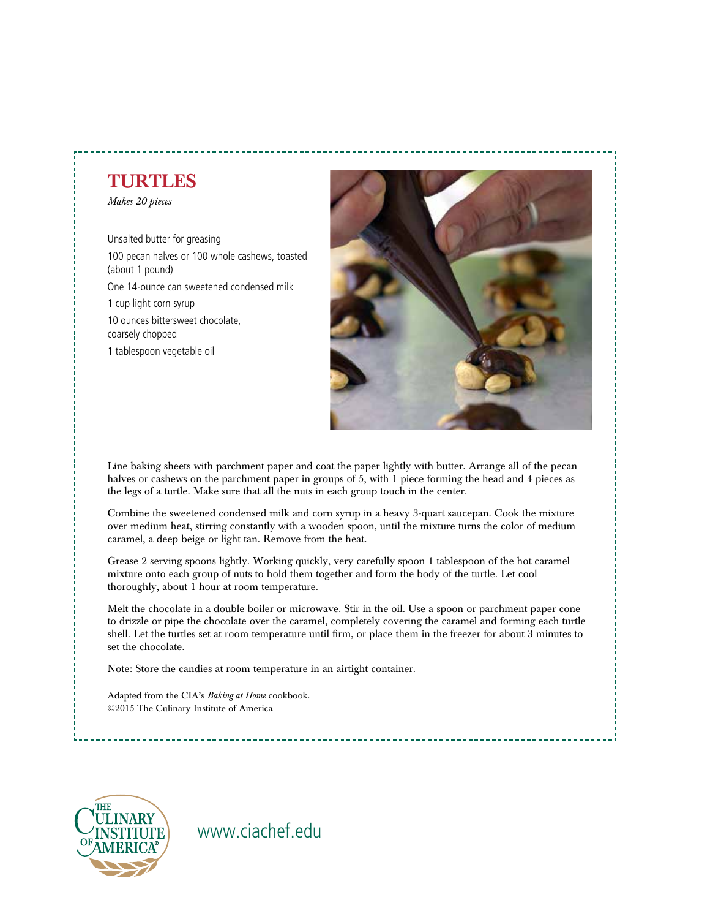# TURTLES

*Makes 20 pieces*

Unsalted butter for greasing

100 pecan halves or 100 whole cashews, toasted (about 1 pound)

One 14-ounce can sweetened condensed milk

1 cup light corn syrup

10 ounces bittersweet chocolate, coarsely chopped

1 tablespoon vegetable oil

Line baking sheets with parchment paper and coat the paper lightly with butter. Arrange all of the pecan halves or cashews on the parchment paper in groups of 5, with 1 piece forming the head and 4 pieces as the legs of a turtle. Make sure that all the nuts in each group touch in the center.

Combine the sweetened condensed milk and corn syrup in a heavy 3-quart saucepan. Cook the mixture over medium heat, stirring constantly with a wooden spoon, until the mixture turns the color of medium caramel, a deep beige or light tan. Remove from the heat.

Grease 2 serving spoons lightly. Working quickly, very carefully spoon 1 tablespoon of the hot caramel mixture onto each group of nuts to hold them together and form the body of the turtle. Let cool thoroughly, about 1 hour at room temperature.

Melt the chocolate in a double boiler or microwave. Stir in the oil. Use a spoon or parchment paper cone to drizzle or pipe the chocolate over the caramel, completely covering the caramel and forming each turtle shell. Let the turtles set at room temperature until firm, or place them in the freezer for about 3 minutes to set the chocolate.

Note: Store the candies at room temperature in an airtight container.

Adapted from the CIA's *Baking at Home* cookbook.
©2015 The Culinary Institute of America

www.ciachef.edu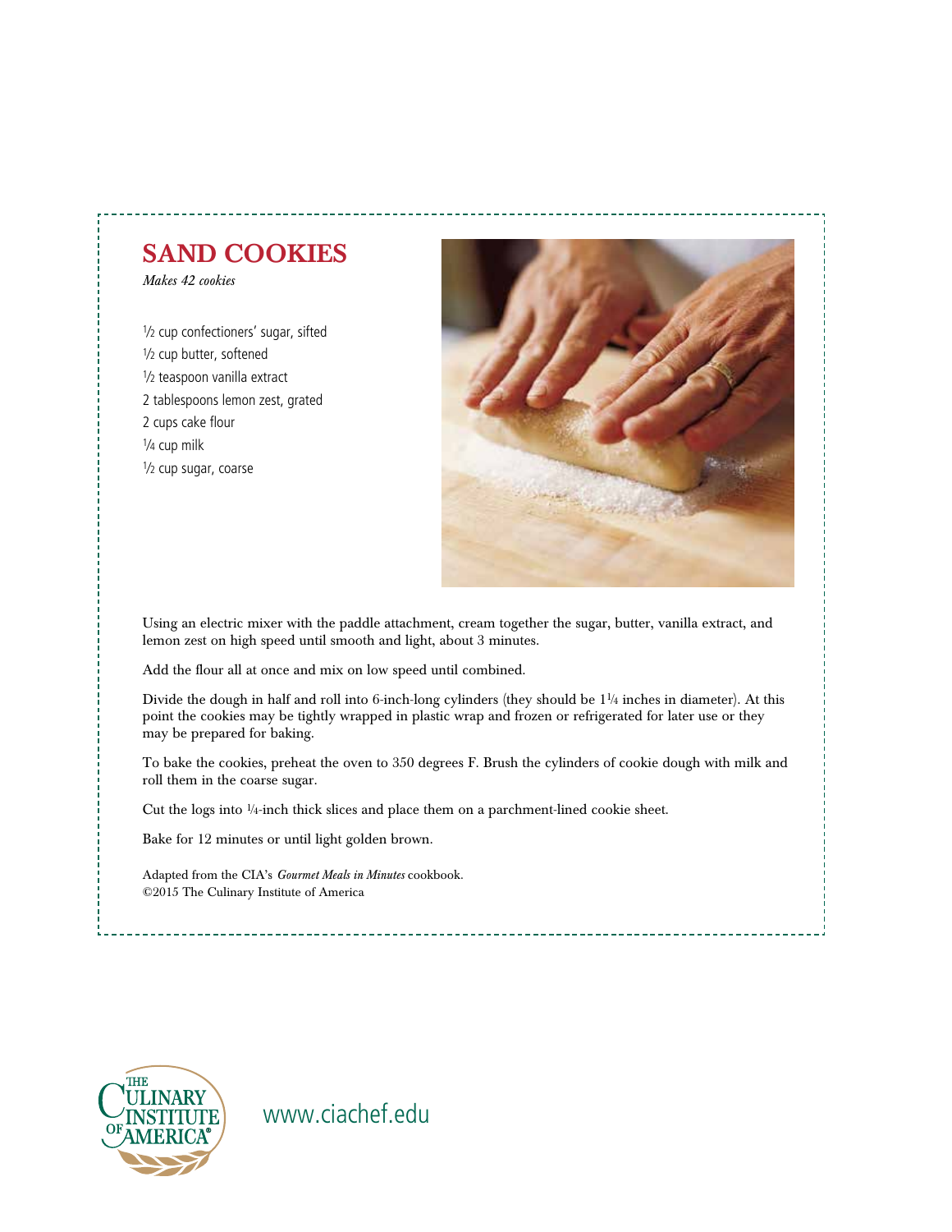# SAND COOKIES

*Makes 42 cookies*

½ cup confectioners' sugar, sifted
½ cup butter, softened
½ teaspoon vanilla extract
2 tablespoons lemon zest, grated
2 cups cake flour
¼ cup milk
½ cup sugar, coarse

Using an electric mixer with the paddle attachment, cream together the sugar, butter, vanilla extract, and lemon zest on high speed until smooth and light, about 3 minutes.

Add the flour all at once and mix on low speed until combined.

Divide the dough in half and roll into 6-inch-long cylinders (they should be 1¼ inches in diameter). At this point the cookies may be tightly wrapped in plastic wrap and frozen or refrigerated for later use or they may be prepared for baking.

To bake the cookies, preheat the oven to 350 degrees F. Brush the cylinders of cookie dough with milk and roll them in the coarse sugar.

Cut the logs into ¼-inch thick slices and place them on a parchment-lined cookie sheet.

Bake for 12 minutes or until light golden brown.

Adapted from the CIA's *Gourmet Meals in Minutes* cookbook.
©2015 The Culinary Institute of America

THE CULINARY INSTITUTE OF AMERICA®

www.ciachef.edu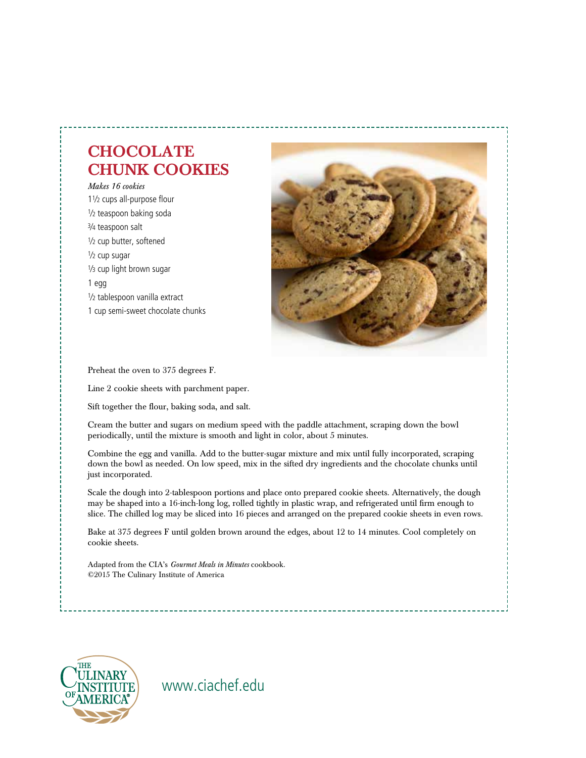# CHOCOLATE CHUNK COOKIES

*Makes 16 cookies*

1½ cups all-purpose flour
½ teaspoon baking soda
¾ teaspoon salt
½ cup butter, softened
½ cup sugar
⅓ cup light brown sugar
1 egg
½ tablespoon vanilla extract
1 cup semi-sweet chocolate chunks

Preheat the oven to 375 degrees F.

Line 2 cookie sheets with parchment paper.

Sift together the flour, baking soda, and salt.

Cream the butter and sugars on medium speed with the paddle attachment, scraping down the bowl periodically, until the mixture is smooth and light in color, about 5 minutes.

Combine the egg and vanilla. Add to the butter-sugar mixture and mix until fully incorporated, scraping down the bowl as needed. On low speed, mix in the sifted dry ingredients and the chocolate chunks until just incorporated.

Scale the dough into 2-tablespoon portions and place onto prepared cookie sheets. Alternatively, the dough may be shaped into a 16-inch-long log, rolled tightly in plastic wrap, and refrigerated until firm enough to slice. The chilled log may be sliced into 16 pieces and arranged on the prepared cookie sheets in even rows.

Bake at 375 degrees F until golden brown around the edges, about 12 to 14 minutes. Cool completely on cookie sheets.

Adapted from the CIA's *Gourmet Meals in Minutes* cookbook.
©2015 The Culinary Institute of America

THE CULINARY INSTITUTE OF AMERICA®

www.ciachef.edu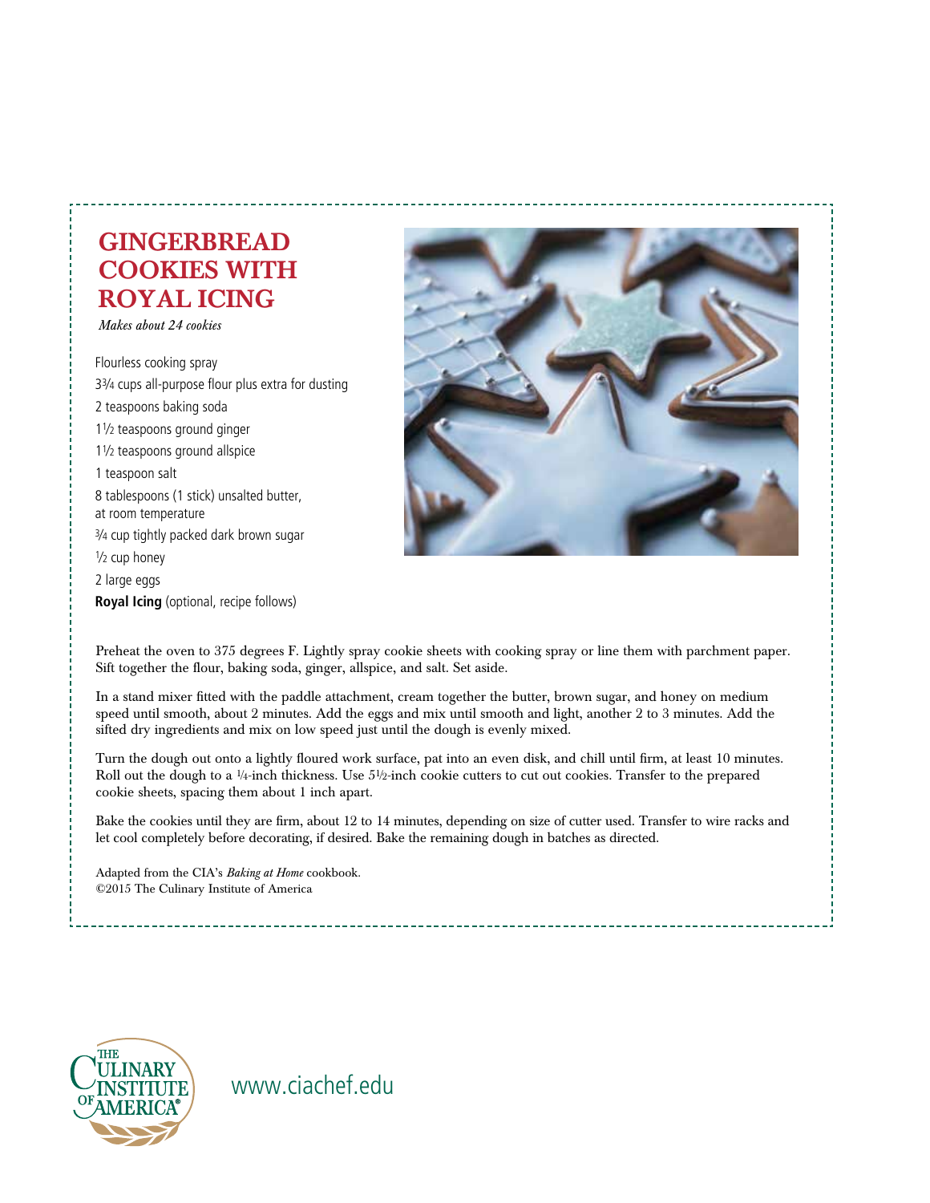# GINGERBREAD COOKIES WITH ROYAL ICING

*Makes about 24 cookies*

Flourless cooking spray
3¾ cups all-purpose flour plus extra for dusting
2 teaspoons baking soda
1½ teaspoons ground ginger
1½ teaspoons ground allspice
1 teaspoon salt
8 tablespoons (1 stick) unsalted butter, at room temperature
¾ cup tightly packed dark brown sugar
½ cup honey
2 large eggs
**Royal Icing** (optional, recipe follows)

Preheat the oven to 375 degrees F. Lightly spray cookie sheets with cooking spray or line them with parchment paper. Sift together the flour, baking soda, ginger, allspice, and salt. Set aside.

In a stand mixer fitted with the paddle attachment, cream together the butter, brown sugar, and honey on medium speed until smooth, about 2 minutes. Add the eggs and mix until smooth and light, another 2 to 3 minutes. Add the sifted dry ingredients and mix on low speed just until the dough is evenly mixed.

Turn the dough out onto a lightly floured work surface, pat into an even disk, and chill until firm, at least 10 minutes. Roll out the dough to a ¼-inch thickness. Use 5½-inch cookie cutters to cut out cookies. Transfer to the prepared cookie sheets, spacing them about 1 inch apart.

Bake the cookies until they are firm, about 12 to 14 minutes, depending on size of cutter used. Transfer to wire racks and let cool completely before decorating, if desired. Bake the remaining dough in batches as directed.

Adapted from the CIA's *Baking at Home* cookbook.
©2015 The Culinary Institute of America

www.ciachef.edu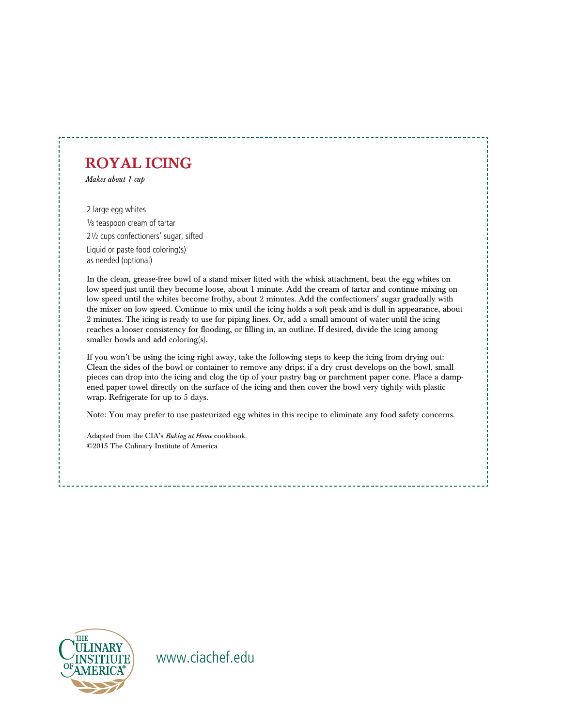# ROYAL ICING

*Makes about 1 cup*

2 large egg whites

⅛ teaspoon cream of tartar

2½ cups confectioners' sugar, sifted

Liquid or paste food coloring(s) as needed (optional)

In the clean, grease-free bowl of a stand mixer fitted with the whisk attachment, beat the egg whites on low speed just until they become loose, about 1 minute. Add the cream of tartar and continue mixing on low speed until the whites become frothy, about 2 minutes. Add the confectioners' sugar gradually with the mixer on low speed. Continue to mix until the icing holds a soft peak and is dull in appearance, about 2 minutes. The icing is ready to use for piping lines. Or, add a small amount of water until the icing reaches a looser consistency for flooding, or filling in, an outline. If desired, divide the icing among smaller bowls and add coloring(s).

If you won't be using the icing right away, take the following steps to keep the icing from drying out: Clean the sides of the bowl or container to remove any drips; if a dry crust develops on the bowl, small pieces can drop into the icing and clog the tip of your pastry bag or parchment paper cone. Place a dampened paper towel directly on the surface of the icing and then cover the bowl very tightly with plastic wrap. Refrigerate for up to 5 days.

Note: You may prefer to use pasteurized egg whites in this recipe to eliminate any food safety concerns.

Adapted from the CIA's *Baking at Home* cookbook.
©2015 The Culinary Institute of America

THE CULINARY INSTITUTE OF AMERICA®

www.ciachef.edu